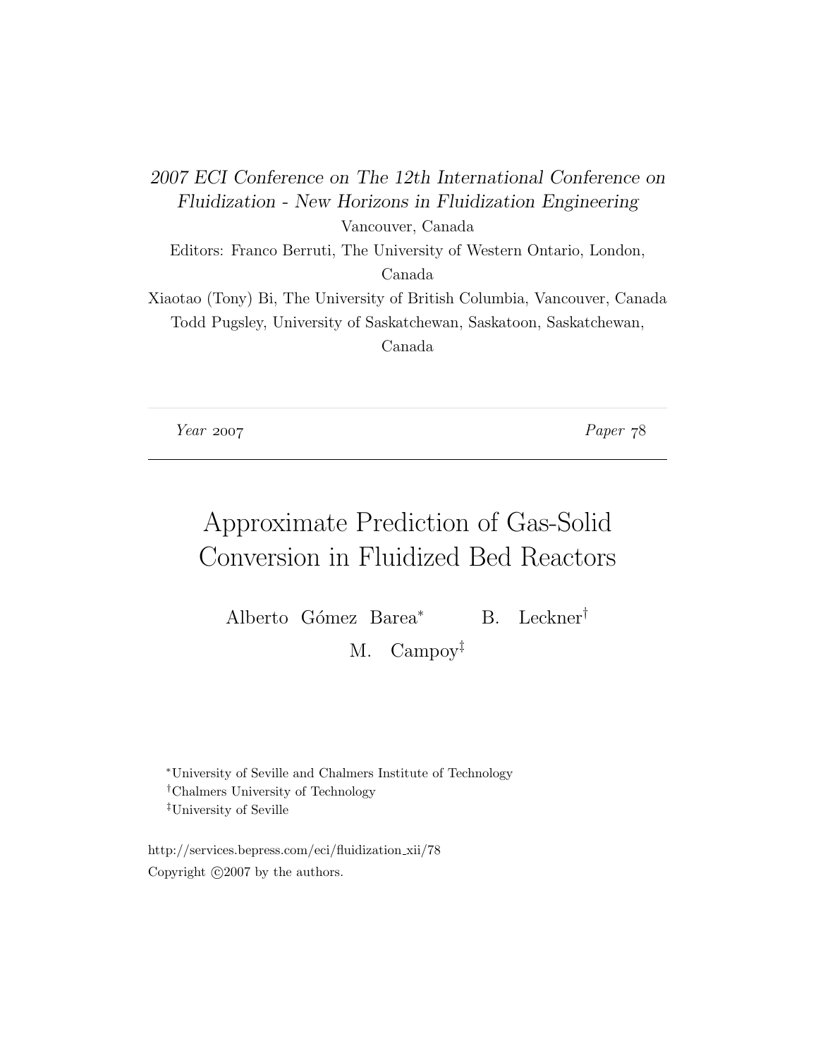*2007 ECI Conference on The 12th International Conference on Fluidization - New Horizons in Fluidization Engineering*

Vancouver, Canada

Editors: Franco Berruti, The University of Western Ontario, London, Canada

Xiaotao (Tony) Bi, The University of British Columbia, Vancouver, Canada

Todd Pugsley, University of Saskatchewan, Saskatoon, Saskatchewan, Canada

*Year* 2007 *Paper* 78

# Approximate Prediction of Gas-Solid Conversion in Fluidized Bed Reactors

Alberto Gómez Barea* B. Leckner† M. Campoy‡

*University of Seville and Chalmers Institute of Technology

†Chalmers University of Technology

‡University of Seville

http://services.bepress.com/eci/fluidization_xii/78

Copyright ©2007 by the authors.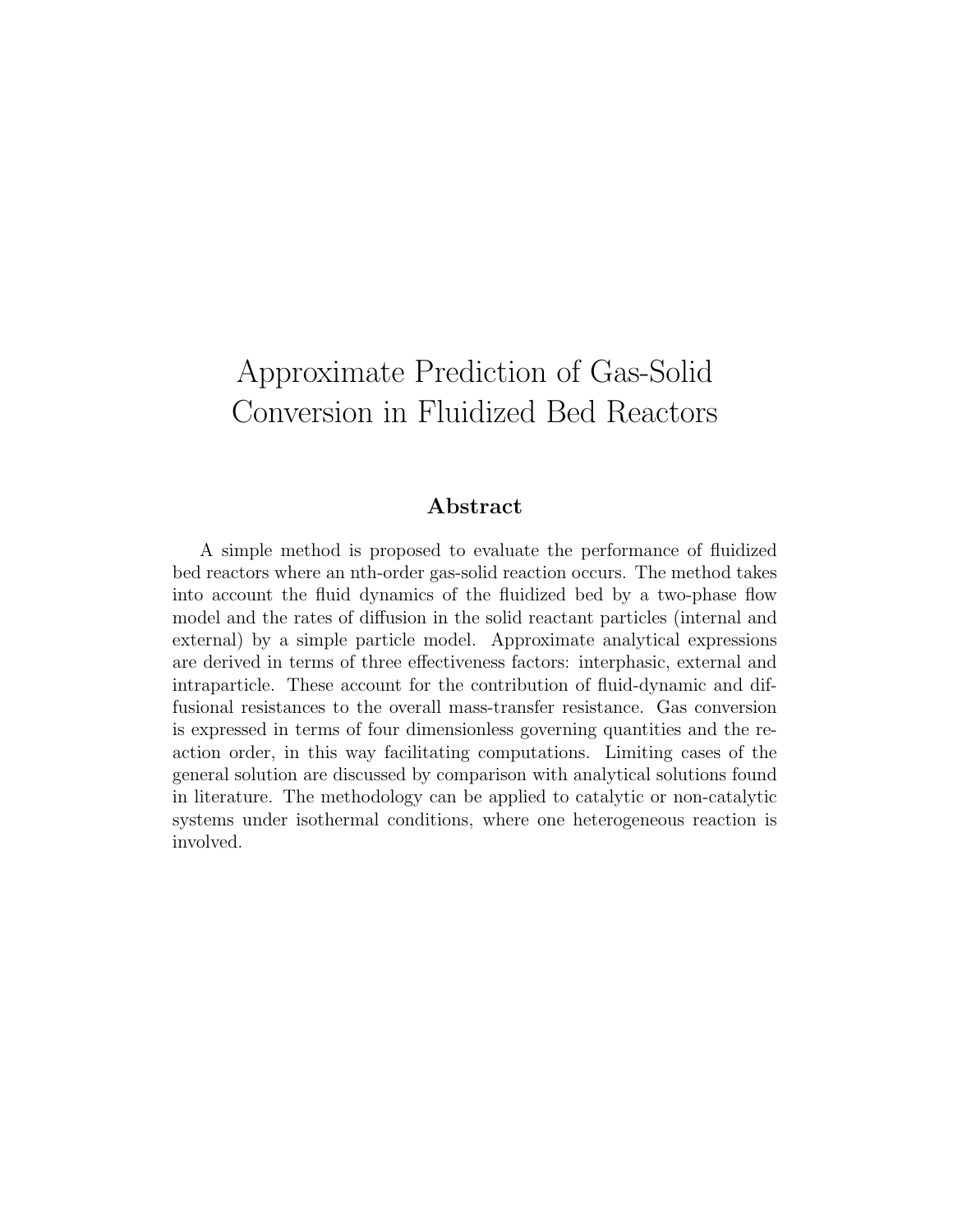# Approximate Prediction of Gas-Solid Conversion in Fluidized Bed Reactors

## Abstract

A simple method is proposed to evaluate the performance of fluidized bed reactors where an nth-order gas-solid reaction occurs. The method takes into account the fluid dynamics of the fluidized bed by a two-phase flow model and the rates of diffusion in the solid reactant particles (internal and external) by a simple particle model. Approximate analytical expressions are derived in terms of three effectiveness factors: interphasic, external and intraparticle. These account for the contribution of fluid-dynamic and diffusional resistances to the overall mass-transfer resistance. Gas conversion is expressed in terms of four dimensionless governing quantities and the reaction order, in this way facilitating computations. Limiting cases of the general solution are discussed by comparison with analytical solutions found in literature. The methodology can be applied to catalytic or non-catalytic systems under isothermal conditions, where one heterogeneous reaction is involved.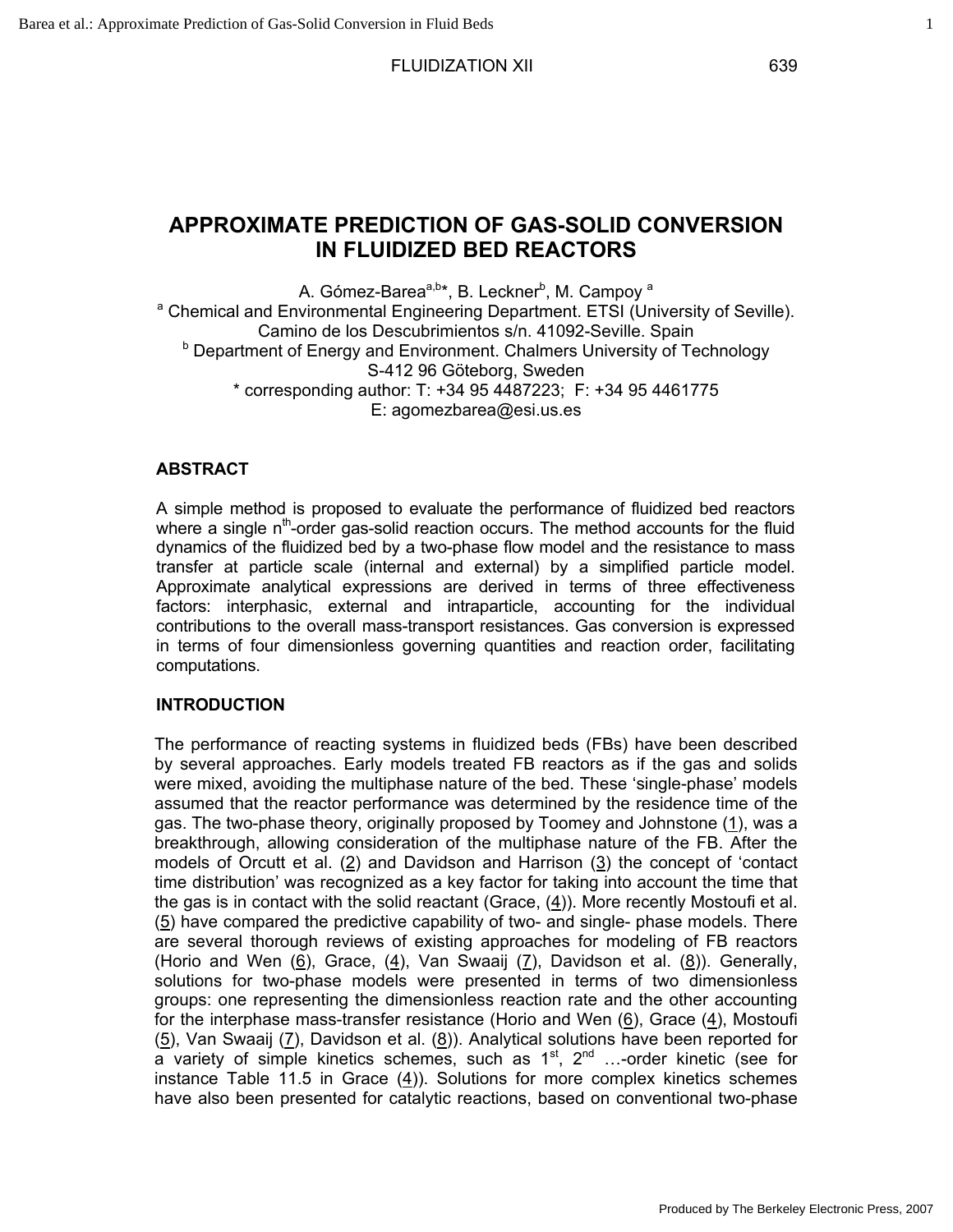# APPROXIMATE PREDICTION OF GAS-SOLID CONVERSION IN FLUIDIZED BED REACTORS

A. Gómez-Barea[a,b]*, B. Leckner[b], M. Campoy[a]

[a] Chemical and Environmental Engineering Department. ETSI (University of Seville). Camino de los Descubrimientos s/n. 41092-Seville. Spain

[b] Department of Energy and Environment. Chalmers University of Technology S-412 96 Göteborg, Sweden

* corresponding author: T: +34 95 4487223; F: +34 95 4461775
E: agomezbarea@esi.us.es

## ABSTRACT

A simple method is proposed to evaluate the performance of fluidized bed reactors where a single $n^{th}$-order gas-solid reaction occurs. The method accounts for the fluid dynamics of the fluidized bed by a two-phase flow model and the resistance to mass transfer at particle scale (internal and external) by a simplified particle model. Approximate analytical expressions are derived in terms of three effectiveness factors: interphasic, external and intraparticle, accounting for the individual contributions to the overall mass-transport resistances. Gas conversion is expressed in terms of four dimensionless governing quantities and reaction order, facilitating computations.

## INTRODUCTION

The performance of reacting systems in fluidized beds (FBs) have been described by several approaches. Early models treated FB reactors as if the gas and solids were mixed, avoiding the multiphase nature of the bed. These 'single-phase' models assumed that the reactor performance was determined by the residence time of the gas. The two-phase theory, originally proposed by Toomey and Johnstone (1), was a breakthrough, allowing consideration of the multiphase nature of the FB. After the models of Orcutt et al. (2) and Davidson and Harrison (3) the concept of 'contact time distribution' was recognized as a key factor for taking into account the time that the gas is in contact with the solid reactant (Grace, (4)). More recently Mostoufi et al. (5) have compared the predictive capability of two- and single- phase models. There are several thorough reviews of existing approaches for modeling of FB reactors (Horio and Wen (6), Grace, (4), Van Swaaij (7), Davidson et al. (8)). Generally, solutions for two-phase models were presented in terms of two dimensionless groups: one representing the dimensionless reaction rate and the other accounting for the interphase mass-transfer resistance (Horio and Wen (6), Grace (4), Mostoufi (5), Van Swaaij (7), Davidson et al. (8)). Analytical solutions have been reported for a variety of simple kinetics schemes, such as $1^{st}$, $2^{nd}$ …-order kinetic (see for instance Table 11.5 in Grace (4)). Solutions for more complex kinetics schemes have also been presented for catalytic reactions, based on conventional two-phase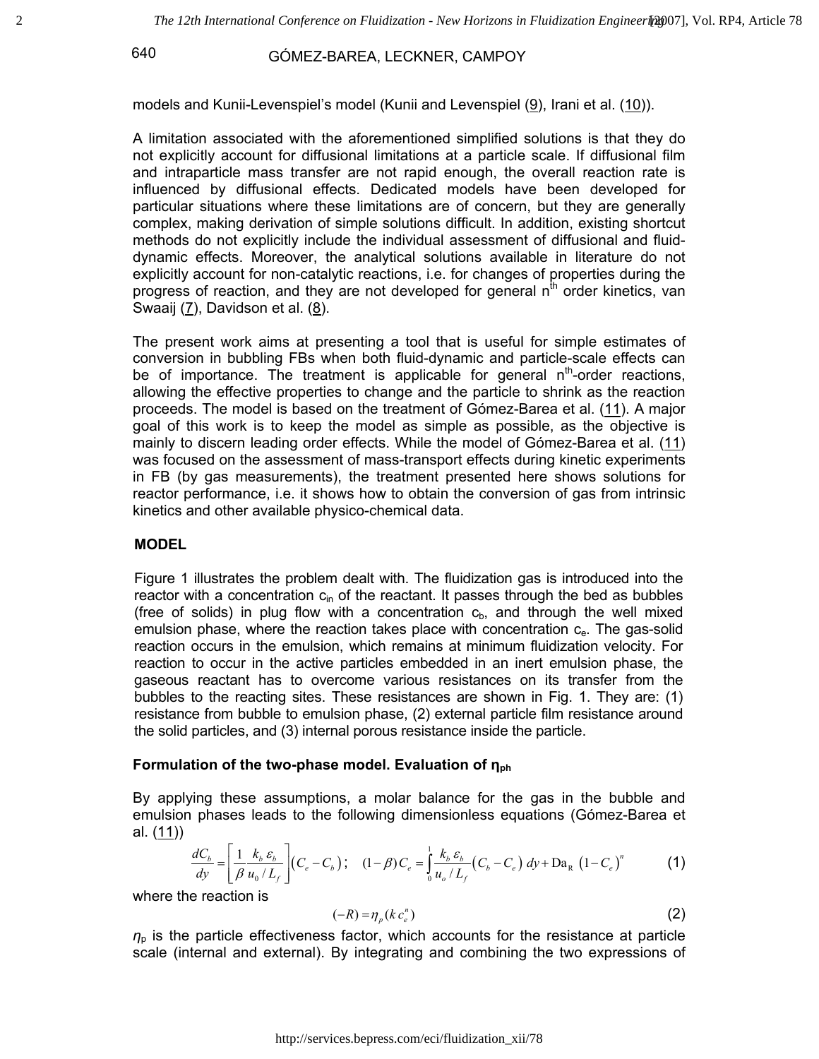models and Kunii-Levenspiel's model (Kunii and Levenspiel (9), Irani et al. (10)).

A limitation associated with the aforementioned simplified solutions is that they do not explicitly account for diffusional limitations at a particle scale. If diffusional film and intraparticle mass transfer are not rapid enough, the overall reaction rate is influenced by diffusional effects. Dedicated models have been developed for particular situations where these limitations are of concern, but they are generally complex, making derivation of simple solutions difficult. In addition, existing shortcut methods do not explicitly include the individual assessment of diffusional and fluid-dynamic effects. Moreover, the analytical solutions available in literature do not explicitly account for non-catalytic reactions, i.e. for changes of properties during the progress of reaction, and they are not developed for general $n^{th}$ order kinetics, van Swaaij (7), Davidson et al. (8).

The present work aims at presenting a tool that is useful for simple estimates of conversion in bubbling FBs when both fluid-dynamic and particle-scale effects can be of importance. The treatment is applicable for general $n^{th}$-order reactions, allowing the effective properties to change and the particle to shrink as the reaction proceeds. The model is based on the treatment of Gómez-Barea et al. (11). A major goal of this work is to keep the model as simple as possible, as the objective is mainly to discern leading order effects. While the model of Gómez-Barea et al. (11) was focused on the assessment of mass-transport effects during kinetic experiments in FB (by gas measurements), the treatment presented here shows solutions for reactor performance, i.e. it shows how to obtain the conversion of gas from intrinsic kinetics and other available physico-chemical data.

## MODEL

Figure 1 illustrates the problem dealt with. The fluidization gas is introduced into the reactor with a concentration $c_{in}$ of the reactant. It passes through the bed as bubbles (free of solids) in plug flow with a concentration $c_b$, and through the well mixed emulsion phase, where the reaction takes place with concentration $c_e$. The gas-solid reaction occurs in the emulsion, which remains at minimum fluidization velocity. For reaction to occur in the active particles embedded in an inert emulsion phase, the gaseous reactant has to overcome various resistances on its transfer from the bubbles to the reacting sites. These resistances are shown in Fig. 1. They are: (1) resistance from bubble to emulsion phase, (2) external particle film resistance around the solid particles, and (3) internal porous resistance inside the particle.

### Formulation of the two-phase model. Evaluation of $\eta_{ph}$

By applying these assumptions, a molar balance for the gas in the bubble and emulsion phases leads to the following dimensionless equations (Gómez-Barea et al. (11))

$$\frac{dC_b}{dy} = \left[\frac{1}{\beta}\frac{k_b\,\varepsilon_b}{u_0/L_f}\right]\left(C_e - C_b\right); \quad (1-\beta)\,C_e = \int_0^1 \frac{k_b\,\varepsilon_b}{u_o/L_f}\left(C_b - C_e\right)\,dy + \mathrm{Da_R}\,\left(1-C_e\right)^n \tag{1}$$

where the reaction is

$$(-R) = \eta_p\,(k\,c_e^n) \tag{2}$$

$\eta_p$ is the particle effectiveness factor, which accounts for the resistance at particle scale (internal and external). By integrating and combining the two expressions of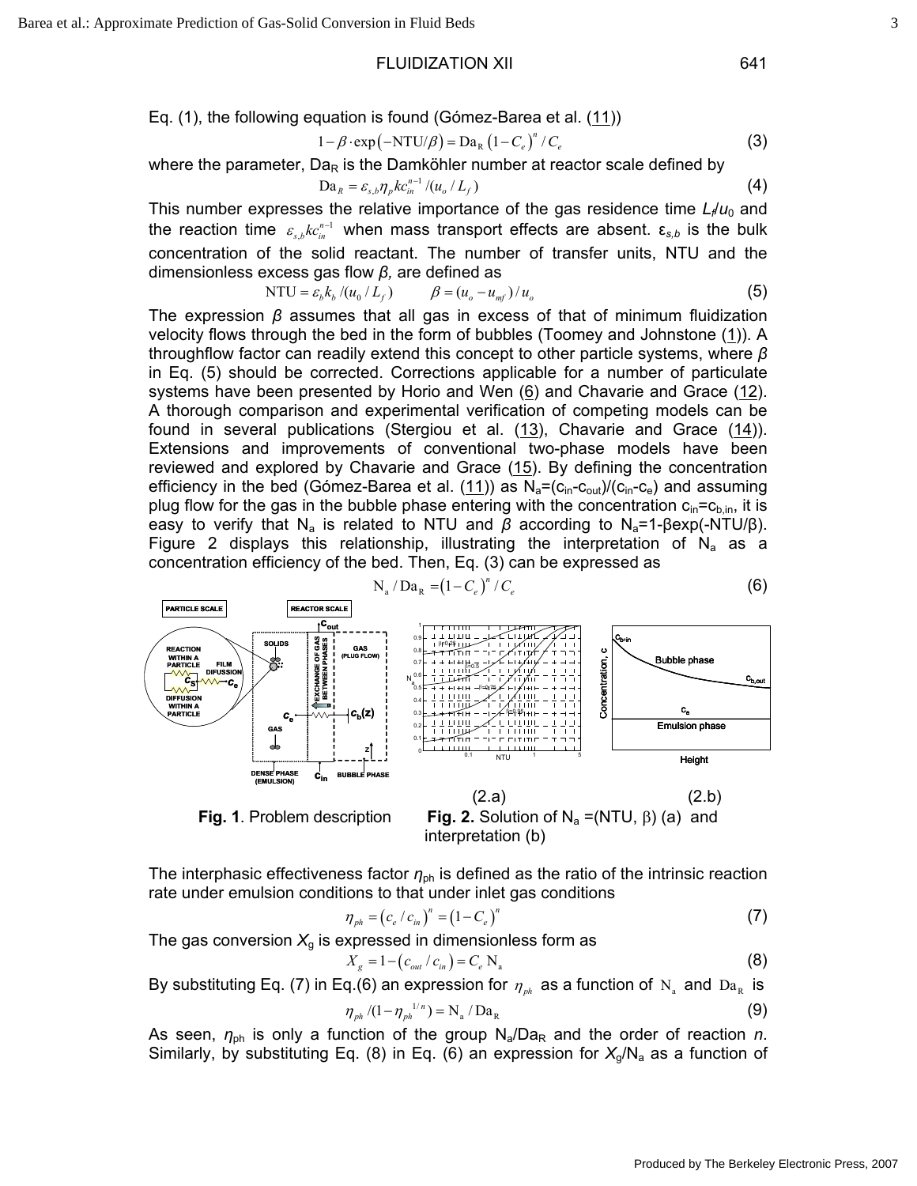Eq. (1), the following equation is found (Gómez-Barea et al. (11))

$$1-\beta\cdot\exp\left(-\mathrm{NTU}/\beta\right)=\mathrm{Da_R}\left(1-C_e\right)^n/C_e \tag{3}$$

where the parameter, $\mathrm{Da_R}$ is the Damköhler number at reactor scale defined by

$$\mathrm{Da}_R=\varepsilon_{s,b}\eta_p k c_{in}^{n-1}/(u_o/L_f) \tag{4}$$

This number expresses the relative importance of the gas residence time $L_f/u_0$ and the reaction time $\varepsilon_{s,b}kc_{in}^{n-1}$ when mass transport effects are absent. $\varepsilon_{s,b}$ is the bulk concentration of the solid reactant. The number of transfer units, NTU and the dimensionless excess gas flow $\beta$, are defined as

$$\mathrm{NTU}=\varepsilon_b k_b/(u_0/L_f) \qquad \beta=(u_o-u_{mf})/u_o \tag{5}$$

The expression $\beta$ assumes that all gas in excess of that of minimum fluidization velocity flows through the bed in the form of bubbles (Toomey and Johnstone (1)). A throughflow factor can readily extend this concept to other particle systems, where $\beta$ in Eq. (5) should be corrected. Corrections applicable for a number of particulate systems have been presented by Horio and Wen (6) and Chavarie and Grace (12). A thorough comparison and experimental verification of competing models can be found in several publications (Stergiou et al. (13), Chavarie and Grace (14)). Extensions and improvements of conventional two-phase models have been reviewed and explored by Chavarie and Grace (15). By defining the concentration efficiency in the bed (Gómez-Barea et al. (11)) as $\mathrm{N_a}=(c_{in}-c_{out})/(c_{in}-c_e)$ and assuming plug flow for the gas in the bubble phase entering with the concentration $c_{in}=c_{b,in}$, it is easy to verify that $\mathrm{N_a}$ is related to NTU and $\beta$ according to $\mathrm{N_a}=1-\beta\exp(-\mathrm{NTU}/\beta)$. Figure 2 displays this relationship, illustrating the interpretation of $\mathrm{N_a}$ as a concentration efficiency of the bed. Then, Eq. (3) can be expressed as

$$\mathrm{N_a}/\mathrm{Da_R}=\left(1-C_e\right)^n/C_e \tag{6}$$

**Fig. 1**. Problem description

(2.a) (2.b)

**Fig. 2.** Solution of $\mathrm{N_a}=(\mathrm{NTU},\beta)$ (a) and interpretation (b)

The interphasic effectiveness factor $\eta_{ph}$ is defined as the ratio of the intrinsic reaction rate under emulsion conditions to that under inlet gas conditions

$$\eta_{ph}=\left(c_e/c_{in}\right)^n=\left(1-C_e\right)^n \tag{7}$$

The gas conversion $X_g$ is expressed in dimensionless form as

$$X_g=1-\left(c_{out}/c_{in}\right)=C_e\,\mathrm{N_a} \tag{8}$$

By substituting Eq. (7) in Eq.(6) an expression for $\eta_{ph}$ as a function of $\mathrm{N_a}$ and $\mathrm{Da_R}$ is

$$\eta_{ph}/(1-\eta_{ph}^{1/n})=\mathrm{N_a}/\mathrm{Da_R} \tag{9}$$

As seen, $\eta_{ph}$ is only a function of the group $\mathrm{N_a}/\mathrm{Da_R}$ and the order of reaction $n$. Similarly, by substituting Eq. (8) in Eq. (6) an expression for $X_g/\mathrm{N_a}$ as a function of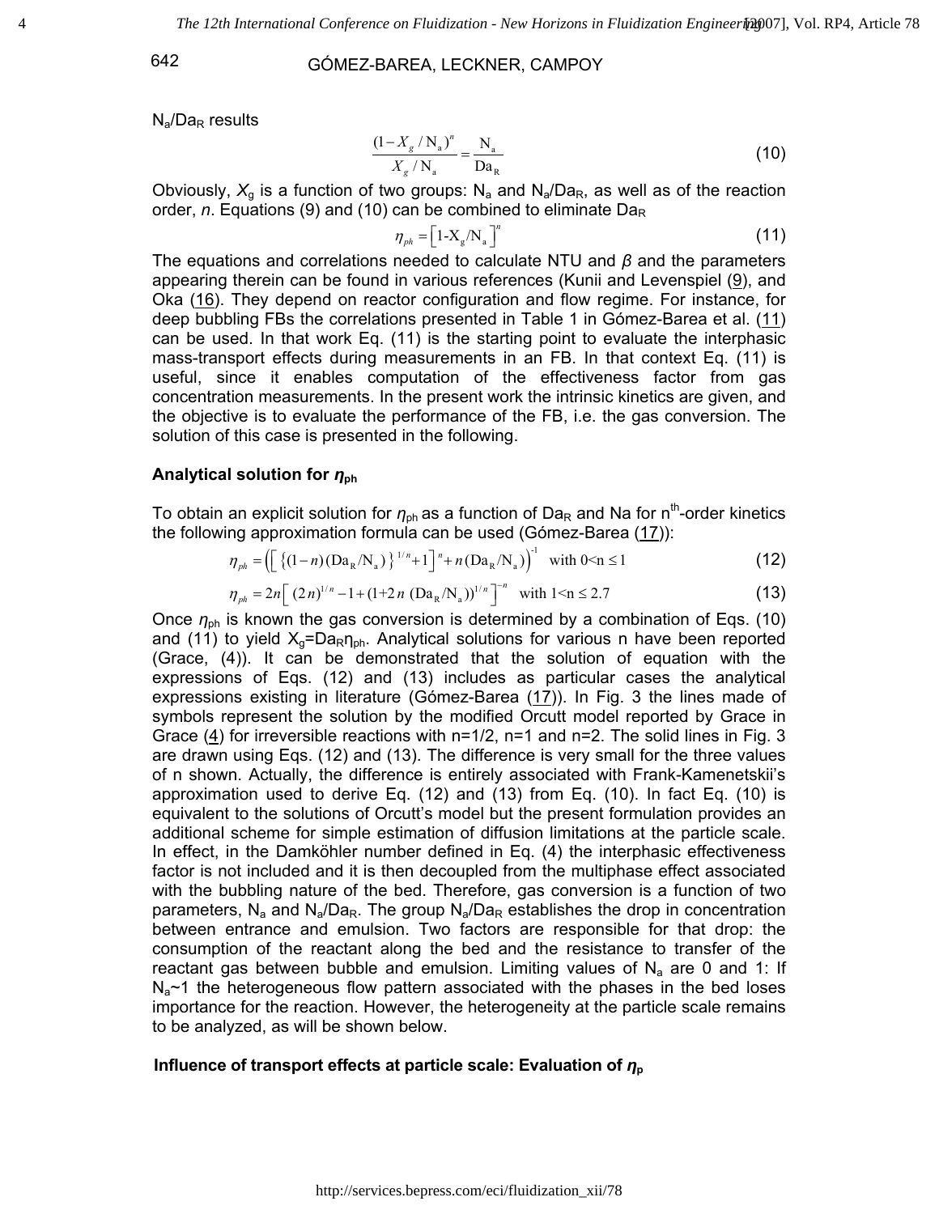$N_a/Da_R$ results

$$\frac{(1 - X_g / N_a)^n}{X_g / N_a} = \frac{N_a}{Da_R} \tag{10}$$

Obviously, $X_g$ is a function of two groups: $N_a$ and $N_a/Da_R$, as well as of the reaction order, *n*. Equations (9) and (10) can be combined to eliminate $Da_R$

$$\eta_{ph} = \left[1 - X_g/N_a\right]^n \tag{11}$$

The equations and correlations needed to calculate NTU and $\beta$ and the parameters appearing therein can be found in various references (Kunii and Levenspiel (9), and Oka (16). They depend on reactor configuration and flow regime. For instance, for deep bubbling FBs the correlations presented in Table 1 in Gómez-Barea et al. (11) can be used. In that work Eq. (11) is the starting point to evaluate the interphasic mass-transport effects during measurements in an FB. In that context Eq. (11) is useful, since it enables computation of the effectiveness factor from gas concentration measurements. In the present work the intrinsic kinetics are given, and the objective is to evaluate the performance of the FB, i.e. the gas conversion. The solution of this case is presented in the following.

## Analytical solution for $\eta_{ph}$

To obtain an explicit solution for $\eta_{ph}$ as a function of $Da_R$ and Na for n[th]-order kinetics the following approximation formula can be used (Gómez-Barea (17)):

$$\eta_{ph} = \left(\left[\left\{(1-n)(Da_R/N_a)\right\}^{1/n} + 1\right]^n + n(Da_R/N_a)\right)^{-1} \quad \text{with } 0<n \le 1 \tag{12}$$

$$\eta_{ph} = 2n\left[(2n)^{1/n} - 1 + (1 + 2n\,(Da_R/N_a))^{1/n}\right]^{-n} \quad \text{with } 1<n \le 2.7 \tag{13}$$

Once $\eta_{ph}$ is known the gas conversion is determined by a combination of Eqs. (10) and (11) to yield $X_g = Da_R\eta_{ph}$. Analytical solutions for various n have been reported (Grace, (4)). It can be demonstrated that the solution of equation with the expressions of Eqs. (12) and (13) includes as particular cases the analytical expressions existing in literature (Gómez-Barea (17)). In Fig. 3 the lines made of symbols represent the solution by the modified Orcutt model reported by Grace in Grace (4) for irreversible reactions with n=1/2, n=1 and n=2. The solid lines in Fig. 3 are drawn using Eqs. (12) and (13). The difference is very small for the three values of n shown. Actually, the difference is entirely associated with Frank-Kamenetskii's approximation used to derive Eq. (12) and (13) from Eq. (10). In fact Eq. (10) is equivalent to the solutions of Orcutt's model but the present formulation provides an additional scheme for simple estimation of diffusion limitations at the particle scale. In effect, in the Damköhler number defined in Eq. (4) the interphasic effectiveness factor is not included and it is then decoupled from the multiphase effect associated with the bubbling nature of the bed. Therefore, gas conversion is a function of two parameters, $N_a$ and $N_a/Da_R$. The group $N_a/Da_R$ establishes the drop in concentration between entrance and emulsion. Two factors are responsible for that drop: the consumption of the reactant along the bed and the resistance to transfer of the reactant gas between bubble and emulsion. Limiting values of $N_a$ are 0 and 1: If $N_a$~1 the heterogeneous flow pattern associated with the phases in the bed loses importance for the reaction. However, the heterogeneity at the particle scale remains to be analyzed, as will be shown below.

## Influence of transport effects at particle scale: Evaluation of $\eta_p$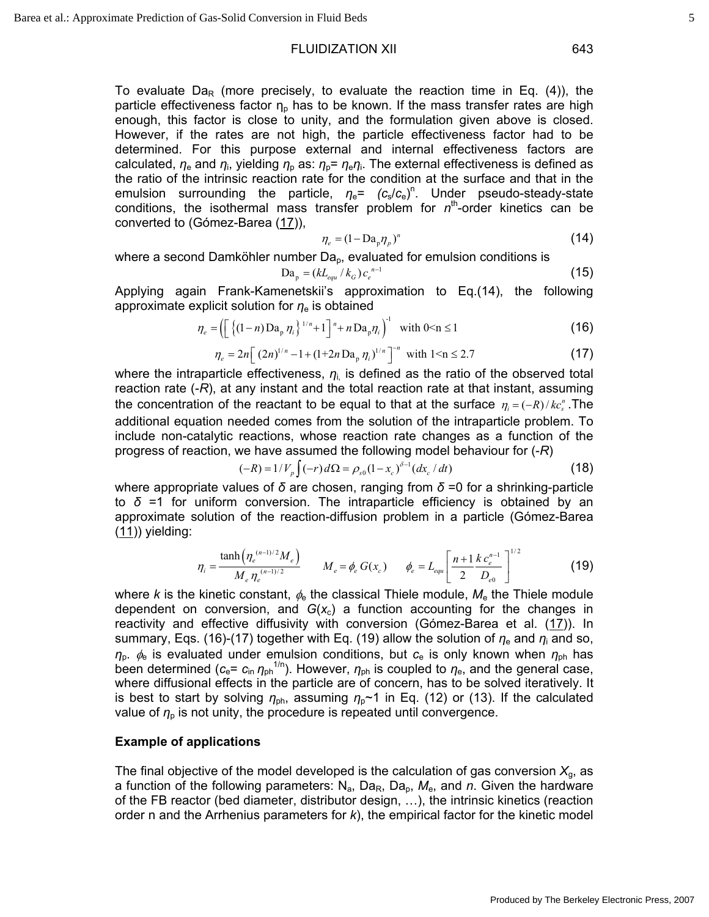To evaluate $\text{Da}_R$ (more precisely, to evaluate the reaction time in Eq. (4)), the particle effectiveness factor $\eta_p$ has to be known. If the mass transfer rates are high enough, this factor is close to unity, and the formulation given above is closed. However, if the rates are not high, the particle effectiveness factor had to be determined. For this purpose external and internal effectiveness factors are calculated, $\eta_e$ and $\eta_i$, yielding $\eta_p$ as: $\eta_p = \eta_e \eta_i$. The external effectiveness is defined as the ratio of the intrinsic reaction rate for the condition at the surface and that in the emulsion surrounding the particle, $\eta_e = (c_s/c_e)^n$. Under pseudo-steady-state conditions, the isothermal mass transfer problem for $n^{th}$-order kinetics can be converted to (Gómez-Barea (17)),

$$\eta_e = (1 - \text{Da}_p \eta_p)^n \tag{14}$$

where a second Damköhler number $\text{Da}_p$, evaluated for emulsion conditions is

$$\text{Da}_p = (kL_{equ}/k_G)\, c_e^{\,n-1} \tag{15}$$

Applying again Frank-Kamenetskii's approximation to Eq.(14), the following approximate explicit solution for $\eta_e$ is obtained

$$\eta_e = \left( \left[ \left\{ (1-n)\text{Da}_p \eta_i \right\}^{1/n} + 1 \right]^n + n\,\text{Da}_p \eta_i \right)^{-1} \quad \text{with } 0<n \le 1 \tag{16}$$

$$\eta_e = 2n \left[ (2n)^{1/n} - 1 + (1+2n\,\text{Da}_p\,\eta_i)^{1/n} \right]^{-n} \quad \text{with } 1<n \le 2.7 \tag{17}$$

where the intraparticle effectiveness, $\eta_i$, is defined as the ratio of the observed total reaction rate (-$R$), at any instant and the total reaction rate at that instant, assuming the concentration of the reactant to be equal to that at the surface $\eta_i = (-R)/kc_s^n$. The additional equation needed comes from the solution of the intraparticle problem. To include non-catalytic reactions, whose reaction rate changes as a function of the progress of reaction, we have assumed the following model behaviour for (-$R$)

$$(-R) = 1/V_p \int (-r)\, d\Omega = \rho_{s0} (1 - x_c)^{\delta - 1} (dx_c/dt) \tag{18}$$

where appropriate values of $\delta$ are chosen, ranging from $\delta$ =0 for a shrinking-particle to $\delta$ =1 for uniform conversion. The intraparticle efficiency is obtained by an approximate solution of the reaction-diffusion problem in a particle (Gómez-Barea (11)) yielding:

$$\eta_i = \frac{\tanh\left(\eta_e^{(n-1)/2} M_e\right)}{M_e\, \eta_e^{(n-1)/2}} \qquad M_e = \phi_e\, G(x_c) \qquad \phi_e = L_{equ} \left[ \frac{n+1}{2} \frac{k\, c_e^{n-1}}{D_{e0}} \right]^{1/2} \tag{19}$$

where $k$ is the kinetic constant, $\phi_e$ the classical Thiele module, $M_e$ the Thiele module dependent on conversion, and $G(x_c)$ a function accounting for the changes in reactivity and effective diffusivity with conversion (Gómez-Barea et al. (17)). In summary, Eqs. (16)-(17) together with Eq. (19) allow the solution of $\eta_e$ and $\eta_i$ and so, $\eta_p$. $\phi_e$ is evaluated under emulsion conditions, but $c_e$ is only known when $\eta_{ph}$ has been determined ($c_e = c_{in}\, \eta_{ph}^{1/n}$). However, $\eta_{ph}$ is coupled to $\eta_e$, and the general case, where diffusional effects in the particle are of concern, has to be solved iteratively. It is best to start by solving $\eta_{ph}$, assuming $\eta_p$~1 in Eq. (12) or (13). If the calculated value of $\eta_p$ is not unity, the procedure is repeated until convergence.

**Example of applications**

The final objective of the model developed is the calculation of gas conversion $X_g$, as a function of the following parameters: $\text{N}_a$, $\text{Da}_R$, $\text{Da}_p$, $M_e$, and $n$. Given the hardware of the FB reactor (bed diameter, distributor design, …), the intrinsic kinetics (reaction order n and the Arrhenius parameters for $k$), the empirical factor for the kinetic model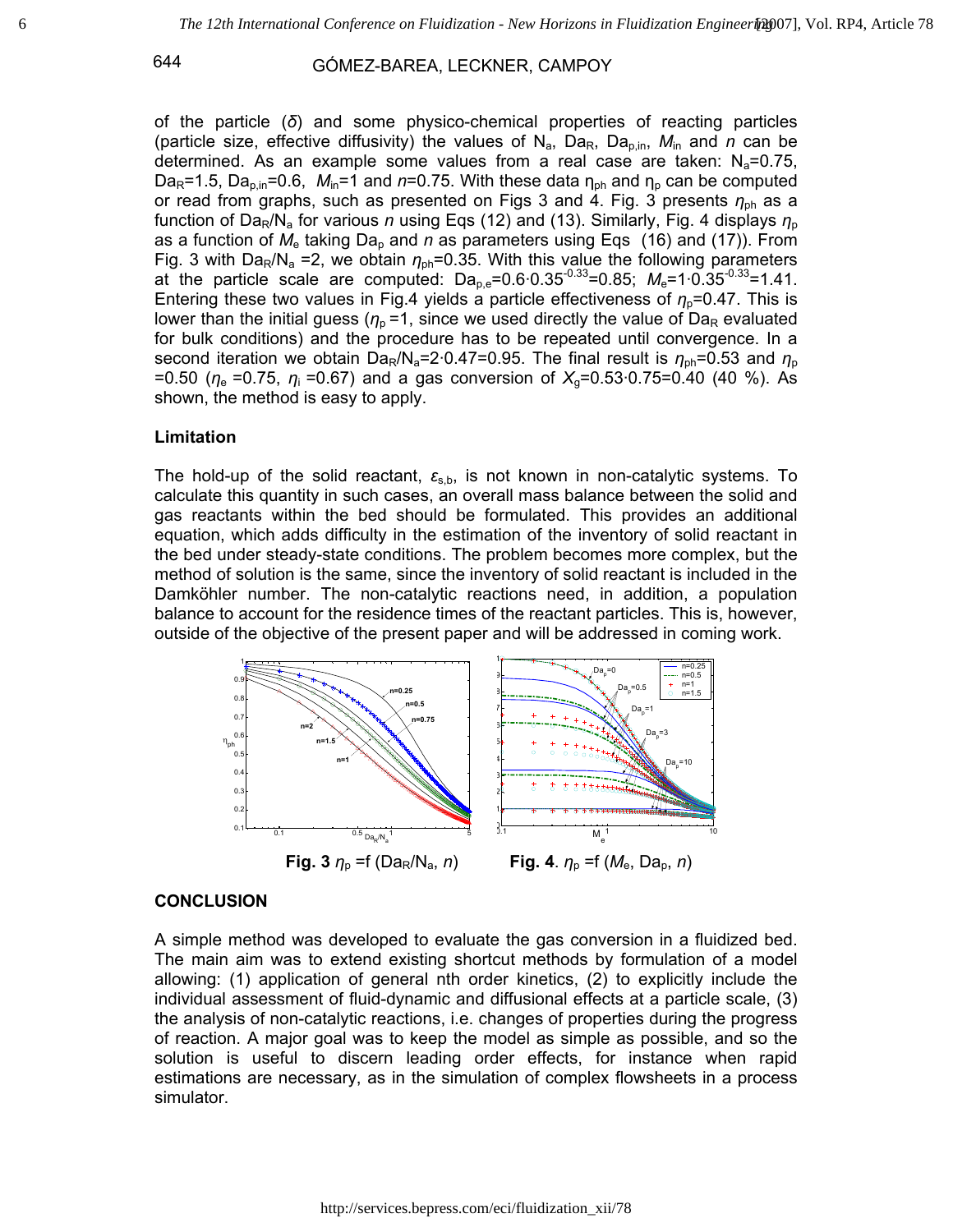of the particle ($\delta$) and some physico-chemical properties of reacting particles (particle size, effective diffusivity) the values of $N_a$, $Da_R$, $Da_{p,in}$, $M_{in}$ and $n$ can be determined. As an example some values from a real case are taken: $N_a$=0.75, $Da_R$=1.5, $Da_{p,in}$=0.6, $M_{in}$=1 and $n$=0.75. With these data $\eta_{ph}$ and $\eta_p$ can be computed or read from graphs, such as presented on Figs 3 and 4. Fig. 3 presents $\eta_{ph}$ as a function of $Da_R/N_a$ for various $n$ using Eqs (12) and (13). Similarly, Fig. 4 displays $\eta_p$ as a function of $M_e$ taking $Da_p$ and $n$ as parameters using Eqs (16) and (17)). From Fig. 3 with $Da_R/N_a$ =2, we obtain $\eta_{ph}$=0.35. With this value the following parameters at the particle scale are computed: $Da_{p,e}=0.6\cdot0.35^{-0.33}=0.85$; $M_e=1\cdot0.35^{-0.33}=1.41$. Entering these two values in Fig.4 yields a particle effectiveness of $\eta_p$=0.47. This is lower than the initial guess ($\eta_p$ =1, since we used directly the value of $Da_R$ evaluated for bulk conditions) and the procedure has to be repeated until convergence. In a second iteration we obtain $Da_R/N_a=2\cdot0.47=0.95$. The final result is $\eta_{ph}$=0.53 and $\eta_p$ =0.50 ($\eta_e$ =0.75, $\eta_i$ =0.67) and a gas conversion of $X_g=0.53\cdot0.75=0.40$ (40 %). As shown, the method is easy to apply.

### Limitation

The hold-up of the solid reactant, $\varepsilon_{s,b}$, is not known in non-catalytic systems. To calculate this quantity in such cases, an overall mass balance between the solid and gas reactants within the bed should be formulated. This provides an additional equation, which adds difficulty in the estimation of the inventory of solid reactant in the bed under steady-state conditions. The problem becomes more complex, but the method of solution is the same, since the inventory of solid reactant is included in the Damköhler number. The non-catalytic reactions need, in addition, a population balance to account for the residence times of the reactant particles. This is, however, outside of the objective of the present paper and will be addressed in coming work.

**Fig. 3** $\eta_p$ =f ($Da_R/N_a$, $n$)

**Fig. 4**. $\eta_p$ =f ($M_e$, $Da_p$, $n$)

## CONCLUSION

A simple method was developed to evaluate the gas conversion in a fluidized bed. The main aim was to extend existing shortcut methods by formulation of a model allowing: (1) application of general nth order kinetics, (2) to explicitly include the individual assessment of fluid-dynamic and diffusional effects at a particle scale, (3) the analysis of non-catalytic reactions, i.e. changes of properties during the progress of reaction. A major goal was to keep the model as simple as possible, and so the solution is useful to discern leading order effects, for instance when rapid estimations are necessary, as in the simulation of complex flowsheets in a process simulator.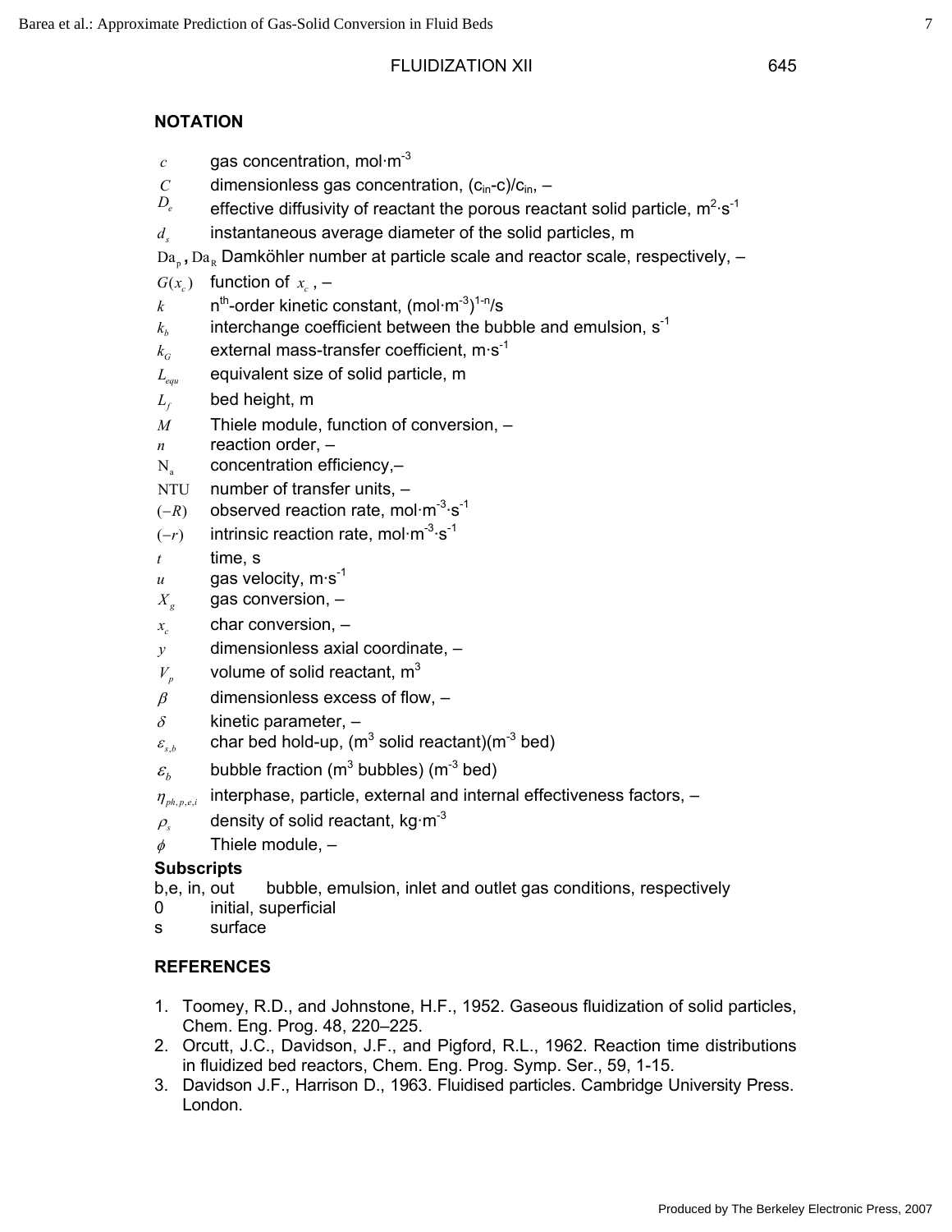## NOTATION

- $c$ gas concentration, mol·m$^{-3}$
- $C$ dimensionless gas concentration, $(c_{in}\text{-}c)/c_{in}$, –
- $D_e$ effective diffusivity of reactant the porous reactant solid particle, m$^2$·s$^{-1}$
- $d_s$ instantaneous average diameter of the solid particles, m
- $\mathrm{Da_p}$, $\mathrm{Da_R}$ Damköhler number at particle scale and reactor scale, respectively, –
- $G(x_c)$ function of $x_c$, –
- $k$ n$^{th}$-order kinetic constant, (mol·m$^{-3}$)$^{1-n}$/s
- $k_b$ interchange coefficient between the bubble and emulsion, s$^{-1}$
- $k_G$ external mass-transfer coefficient, m·s$^{-1}$
- $L_{equ}$ equivalent size of solid particle, m
- $L_f$ bed height, m
- $M$ Thiele module, function of conversion, –
- $n$ reaction order, –
- $\mathrm{N_a}$ concentration efficiency,–
- NTU number of transfer units, –
- $(-R)$ observed reaction rate, mol·m$^{-3}$·s$^{-1}$
- $(-r)$ intrinsic reaction rate, mol·m$^{-3}$·s$^{-1}$
- $t$ time, s
- $u$ gas velocity, m·s$^{-1}$
- $X_g$ gas conversion, –
- $x_c$ char conversion, –
- $y$ dimensionless axial coordinate, –
- $V_p$ volume of solid reactant, m$^3$
- $\beta$ dimensionless excess of flow, –
- $\delta$ kinetic parameter, –
- $\varepsilon_{s,b}$ char bed hold-up, (m$^3$ solid reactant)(m$^{-3}$ bed)
- $\varepsilon_b$ bubble fraction (m$^3$ bubbles) (m$^{-3}$ bed)
- $\eta_{ph,p,e,i}$ interphase, particle, external and internal effectiveness factors, –
- $\rho_s$ density of solid reactant, kg·m$^{-3}$
- $\phi$ Thiele module, –

**Subscripts**

- b,e, in, out bubble, emulsion, inlet and outlet gas conditions, respectively
- 0 initial, superficial
- s surface

## REFERENCES

1. Toomey, R.D., and Johnstone, H.F., 1952. Gaseous fluidization of solid particles, Chem. Eng. Prog. 48, 220–225.
2. Orcutt, J.C., Davidson, J.F., and Pigford, R.L., 1962. Reaction time distributions in fluidized bed reactors, Chem. Eng. Prog. Symp. Ser., 59, 1-15.
3. Davidson J.F., Harrison D., 1963. Fluidised particles. Cambridge University Press. London.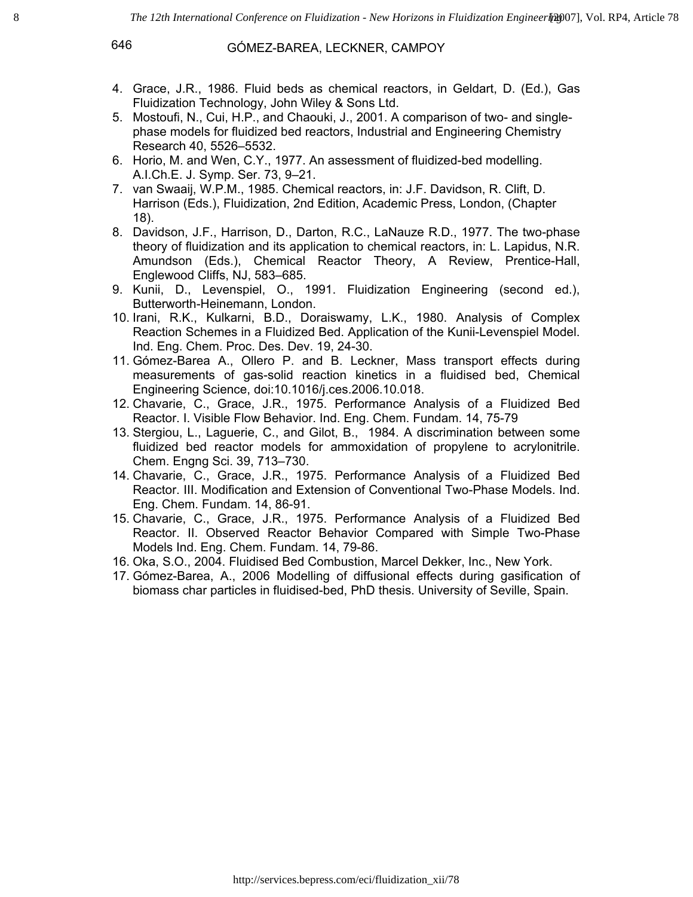4. Grace, J.R., 1986. Fluid beds as chemical reactors, in Geldart, D. (Ed.), Gas Fluidization Technology, John Wiley & Sons Ltd.
5. Mostoufi, N., Cui, H.P., and Chaouki, J., 2001. A comparison of two- and single-phase models for fluidized bed reactors, Industrial and Engineering Chemistry Research 40, 5526–5532.
6. Horio, M. and Wen, C.Y., 1977. An assessment of fluidized-bed modelling. A.I.Ch.E. J. Symp. Ser. 73, 9–21.
7. van Swaaij, W.P.M., 1985. Chemical reactors, in: J.F. Davidson, R. Clift, D. Harrison (Eds.), Fluidization, 2nd Edition, Academic Press, London, (Chapter 18).
8. Davidson, J.F., Harrison, D., Darton, R.C., LaNauze R.D., 1977. The two-phase theory of fluidization and its application to chemical reactors, in: L. Lapidus, N.R. Amundson (Eds.), Chemical Reactor Theory, A Review, Prentice-Hall, Englewood Cliffs, NJ, 583–685.
9. Kunii, D., Levenspiel, O., 1991. Fluidization Engineering (second ed.), Butterworth-Heinemann, London.
10. Irani, R.K., Kulkarni, B.D., Doraiswamy, L.K., 1980. Analysis of Complex Reaction Schemes in a Fluidized Bed. Application of the Kunii-Levenspiel Model. Ind. Eng. Chem. Proc. Des. Dev. 19, 24-30.
11. Gómez-Barea A., Ollero P. and B. Leckner, Mass transport effects during measurements of gas-solid reaction kinetics in a fluidised bed, Chemical Engineering Science, doi:10.1016/j.ces.2006.10.018.
12. Chavarie, C., Grace, J.R., 1975. Performance Analysis of a Fluidized Bed Reactor. I. Visible Flow Behavior. Ind. Eng. Chem. Fundam. 14, 75-79
13. Stergiou, L., Laguerie, C., and Gilot, B., 1984. A discrimination between some fluidized bed reactor models for ammoxidation of propylene to acrylonitrile. Chem. Engng Sci. 39, 713–730.
14. Chavarie, C., Grace, J.R., 1975. Performance Analysis of a Fluidized Bed Reactor. III. Modification and Extension of Conventional Two-Phase Models. Ind. Eng. Chem. Fundam. 14, 86-91.
15. Chavarie, C., Grace, J.R., 1975. Performance Analysis of a Fluidized Bed Reactor. II. Observed Reactor Behavior Compared with Simple Two-Phase Models Ind. Eng. Chem. Fundam. 14, 79-86.
16. Oka, S.O., 2004. Fluidised Bed Combustion, Marcel Dekker, Inc., New York.
17. Gómez-Barea, A., 2006 Modelling of diffusional effects during gasification of biomass char particles in fluidised-bed, PhD thesis. University of Seville, Spain.